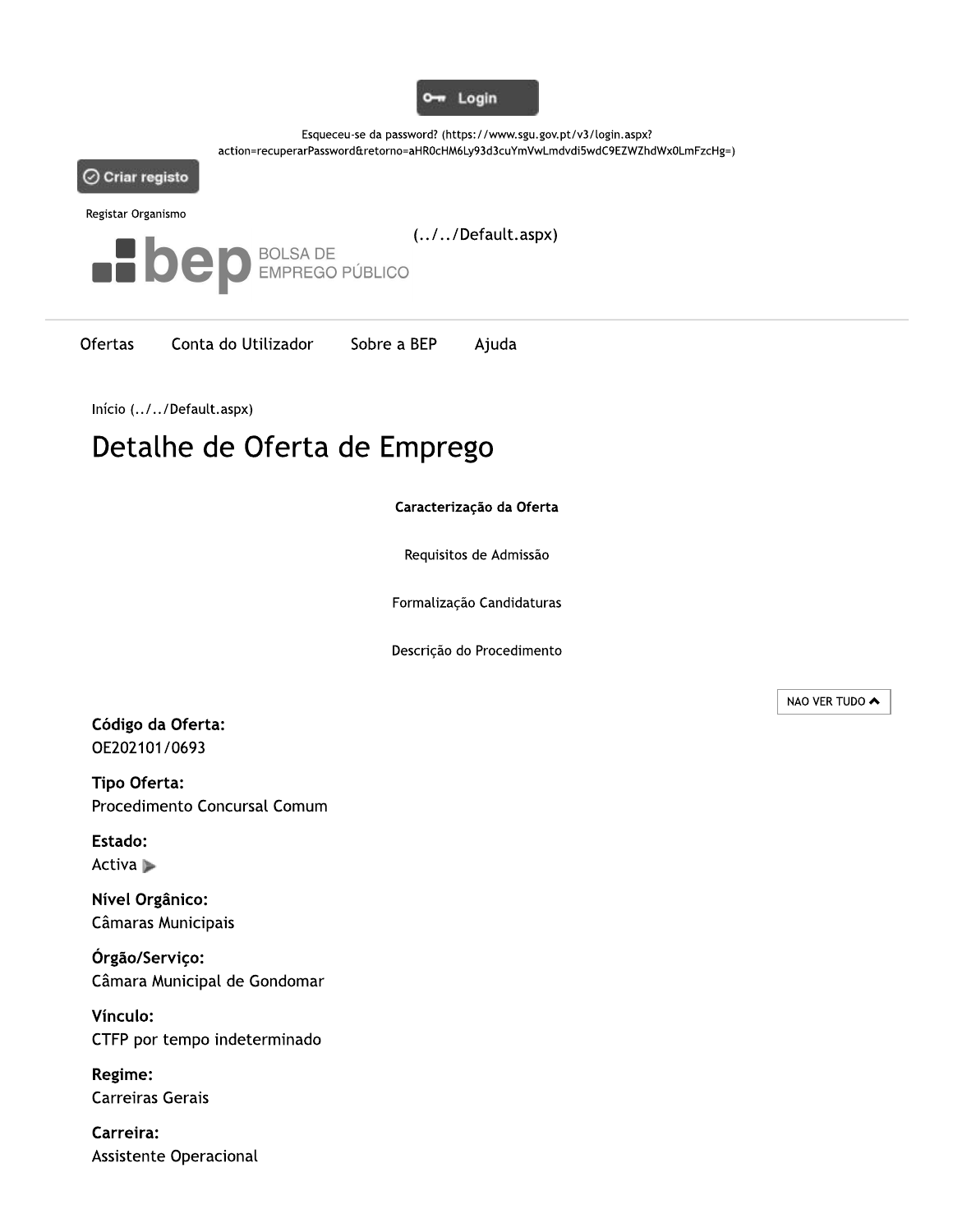Login

Esqueceu-se da password? (https://www.sgu.gov.pt/v3/login.aspx?action=recuperarPassword&retorno=aHR0cHM6Ly93d3cuYmVwLmdvdi5wdC9EZWZhdWx0LmFzcHg=)

Criar registo

Registar Organismo

bep BOLSA DE EMPREGO PÚBLICO (../../Default.aspx)

Ofertas    Conta do Utilizador    Sobre a BEP    Ajuda

Início (../../Default.aspx)

# Detalhe de Oferta de Emprego

**Caracterização da Oferta**

Requisitos de Admissão

Formalização Candidaturas

Descrição do Procedimento

NAO VER TUDO

**Código da Oferta:**
OE202101/0693

**Tipo Oferta:**
Procedimento Concursal Comum

**Estado:**
Activa

**Nível Orgânico:**
Câmaras Municipais

**Órgão/Serviço:**
Câmara Municipal de Gondomar

**Vínculo:**
CTFP por tempo indeterminado

**Regime:**
Carreiras Gerais

**Carreira:**
Assistente Operacional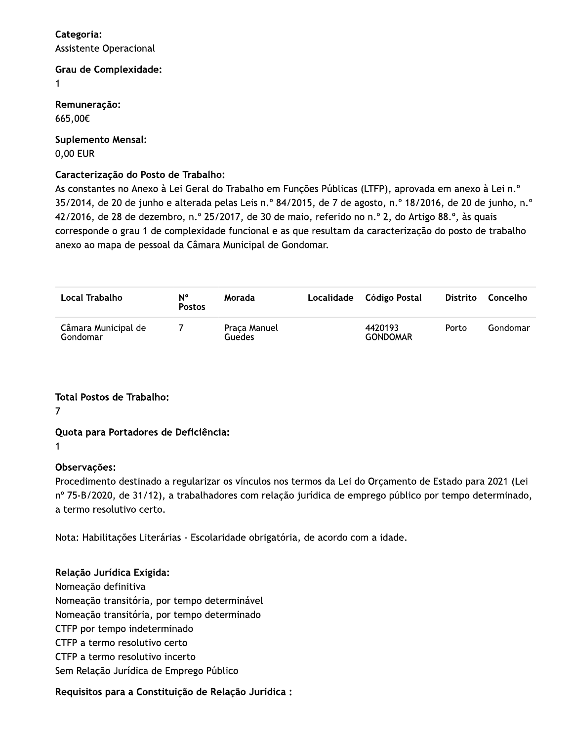**Categoria:**
Assistente Operacional

**Grau de Complexidade:**
1

**Remuneração:**
665,00€

**Suplemento Mensal:**
0,00 EUR

**Caracterização do Posto de Trabalho:**
As constantes no Anexo à Lei Geral do Trabalho em Funções Públicas (LTFP), aprovada em anexo à Lei n.º 35/2014, de 20 de junho e alterada pelas Leis n.º 84/2015, de 7 de agosto, n.º 18/2016, de 20 de junho, n.º 42/2016, de 28 de dezembro, n.º 25/2017, de 30 de maio, referido no n.º 2, do Artigo 88.º, às quais corresponde o grau 1 de complexidade funcional e as que resultam da caracterização do posto de trabalho anexo ao mapa de pessoal da Câmara Municipal de Gondomar.

| Local Trabalho | Nº Postos | Morada | Localidade | Código Postal | Distrito | Concelho |
|---|---|---|---|---|---|---|
| Câmara Municipal de Gondomar | 7 | Praça Manuel Guedes | | 4420193 GONDOMAR | Porto | Gondomar |

**Total Postos de Trabalho:**
7

**Quota para Portadores de Deficiência:**
1

**Observações:**
Procedimento destinado a regularizar os vínculos nos termos da Lei do Orçamento de Estado para 2021 (Lei nº 75-B/2020, de 31/12), a trabalhadores com relação jurídica de emprego público por tempo determinado, a termo resolutivo certo.

Nota: Habilitações Literárias - Escolaridade obrigatória, de acordo com a idade.

**Relação Jurídica Exigida:**
Nomeação definitiva
Nomeação transitória, por tempo determinável
Nomeação transitória, por tempo determinado
CTFP por tempo indeterminado
CTFP a termo resolutivo certo
CTFP a termo resolutivo incerto
Sem Relação Jurídica de Emprego Público

**Requisitos para a Constituição de Relação Jurídica :**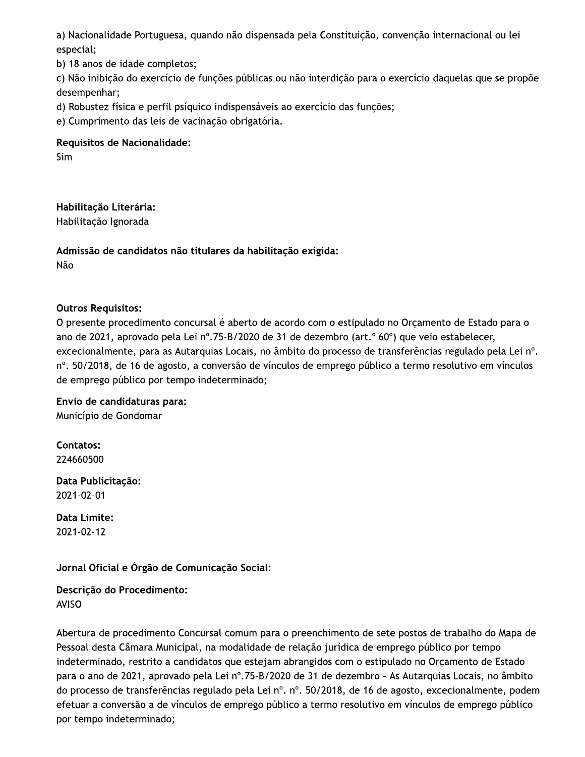a) Nacionalidade Portuguesa, quando não dispensada pela Constituição, convenção internacional ou lei especial;

b) 18 anos de idade completos;

c) Não inibição do exercício de funções públicas ou não interdição para o exercício daquelas que se propõe desempenhar;

d) Robustez física e perfil psíquico indispensáveis ao exercício das funções;

e) Cumprimento das leis de vacinação obrigatória.

**Requisitos de Nacionalidade:**
Sim

**Habilitação Literária:**
Habilitação Ignorada

**Admissão de candidatos não titulares da habilitação exigida:**
Não

**Outros Requisitos:**
O presente procedimento concursal é aberto de acordo com o estipulado no Orçamento de Estado para o ano de 2021, aprovado pela Lei nº.75-B/2020 de 31 de dezembro (art.º 60º) que veio estabelecer, excecionalmente, para as Autarquias Locais, no âmbito do processo de transferências regulado pela Lei nº. nº. 50/2018, de 16 de agosto, a conversão de vínculos de emprego público a termo resolutivo em vínculos de emprego público por tempo indeterminado;

**Envio de candidaturas para:**
Município de Gondomar

**Contatos:**
224660500

**Data Publicitação:**
2021-02-01

**Data Limite:**
2021-02-12

**Jornal Oficial e Órgão de Comunicação Social:**

**Descrição do Procedimento:**
AVISO

Abertura de procedimento Concursal comum para o preenchimento de sete postos de trabalho do Mapa de Pessoal desta Câmara Municipal, na modalidade de relação jurídica de emprego público por tempo indeterminado, restrito a candidatos que estejam abrangidos com o estipulado no Orçamento de Estado para o ano de 2021, aprovado pela Lei nº.75-B/2020 de 31 de dezembro – As Autarquias Locais, no âmbito do processo de transferências regulado pela Lei nº. nº. 50/2018, de 16 de agosto, excecionalmente, podem efetuar a conversão a de vínculos de emprego público a termo resolutivo em vínculos de emprego público por tempo indeterminado;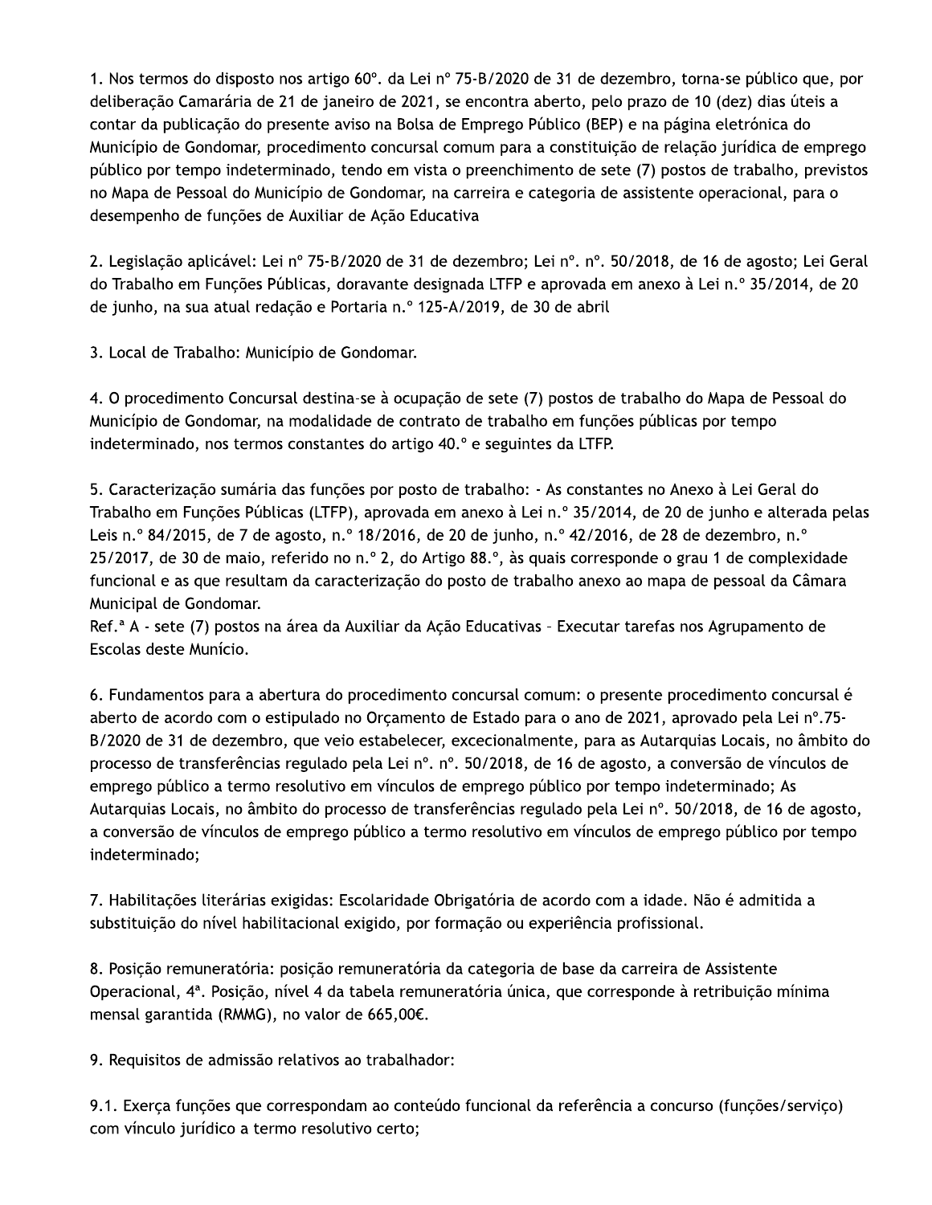1. Nos termos do disposto nos artigo 60º. da Lei nº 75-B/2020 de 31 de dezembro, torna-se público que, por deliberação Camarária de 21 de janeiro de 2021, se encontra aberto, pelo prazo de 10 (dez) dias úteis a contar da publicação do presente aviso na Bolsa de Emprego Público (BEP) e na página eletrónica do Município de Gondomar, procedimento concursal comum para a constituição de relação jurídica de emprego público por tempo indeterminado, tendo em vista o preenchimento de sete (7) postos de trabalho, previstos no Mapa de Pessoal do Município de Gondomar, na carreira e categoria de assistente operacional, para o desempenho de funções de Auxiliar de Ação Educativa

2. Legislação aplicável: Lei nº 75-B/2020 de 31 de dezembro; Lei nº. nº. 50/2018, de 16 de agosto; Lei Geral do Trabalho em Funções Públicas, doravante designada LTFP e aprovada em anexo à Lei n.º 35/2014, de 20 de junho, na sua atual redação e Portaria n.º 125-A/2019, de 30 de abril

3. Local de Trabalho: Município de Gondomar.

4. O procedimento Concursal destina-se à ocupação de sete (7) postos de trabalho do Mapa de Pessoal do Município de Gondomar, na modalidade de contrato de trabalho em funções públicas por tempo indeterminado, nos termos constantes do artigo 40.º e seguintes da LTFP.

5. Caracterização sumária das funções por posto de trabalho: - As constantes no Anexo à Lei Geral do Trabalho em Funções Públicas (LTFP), aprovada em anexo à Lei n.º 35/2014, de 20 de junho e alterada pelas Leis n.º 84/2015, de 7 de agosto, n.º 18/2016, de 20 de junho, n.º 42/2016, de 28 de dezembro, n.º 25/2017, de 30 de maio, referido no n.º 2, do Artigo 88.º, às quais corresponde o grau 1 de complexidade funcional e as que resultam da caracterização do posto de trabalho anexo ao mapa de pessoal da Câmara Municipal de Gondomar.
Ref.ª A - sete (7) postos na área da Auxiliar da Ação Educativas – Executar tarefas nos Agrupamento de Escolas deste Munício.

6. Fundamentos para a abertura do procedimento concursal comum: o presente procedimento concursal é aberto de acordo com o estipulado no Orçamento de Estado para o ano de 2021, aprovado pela Lei nº.75-B/2020 de 31 de dezembro, que veio estabelecer, excecionalmente, para as Autarquias Locais, no âmbito do processo de transferências regulado pela Lei nº. nº. 50/2018, de 16 de agosto, a conversão de vínculos de emprego público a termo resolutivo em vínculos de emprego público por tempo indeterminado; As Autarquias Locais, no âmbito do processo de transferências regulado pela Lei nº. 50/2018, de 16 de agosto, a conversão de vínculos de emprego público a termo resolutivo em vínculos de emprego público por tempo indeterminado;

7. Habilitações literárias exigidas: Escolaridade Obrigatória de acordo com a idade. Não é admitida a substituição do nível habilitacional exigido, por formação ou experiência profissional.

8. Posição remuneratória: posição remuneratória da categoria de base da carreira de Assistente Operacional, 4ª. Posição, nível 4 da tabela remuneratória única, que corresponde à retribuição mínima mensal garantida (RMMG), no valor de 665,00€.

9. Requisitos de admissão relativos ao trabalhador:

9.1. Exerça funções que correspondam ao conteúdo funcional da referência a concurso (funções/serviço) com vínculo jurídico a termo resolutivo certo;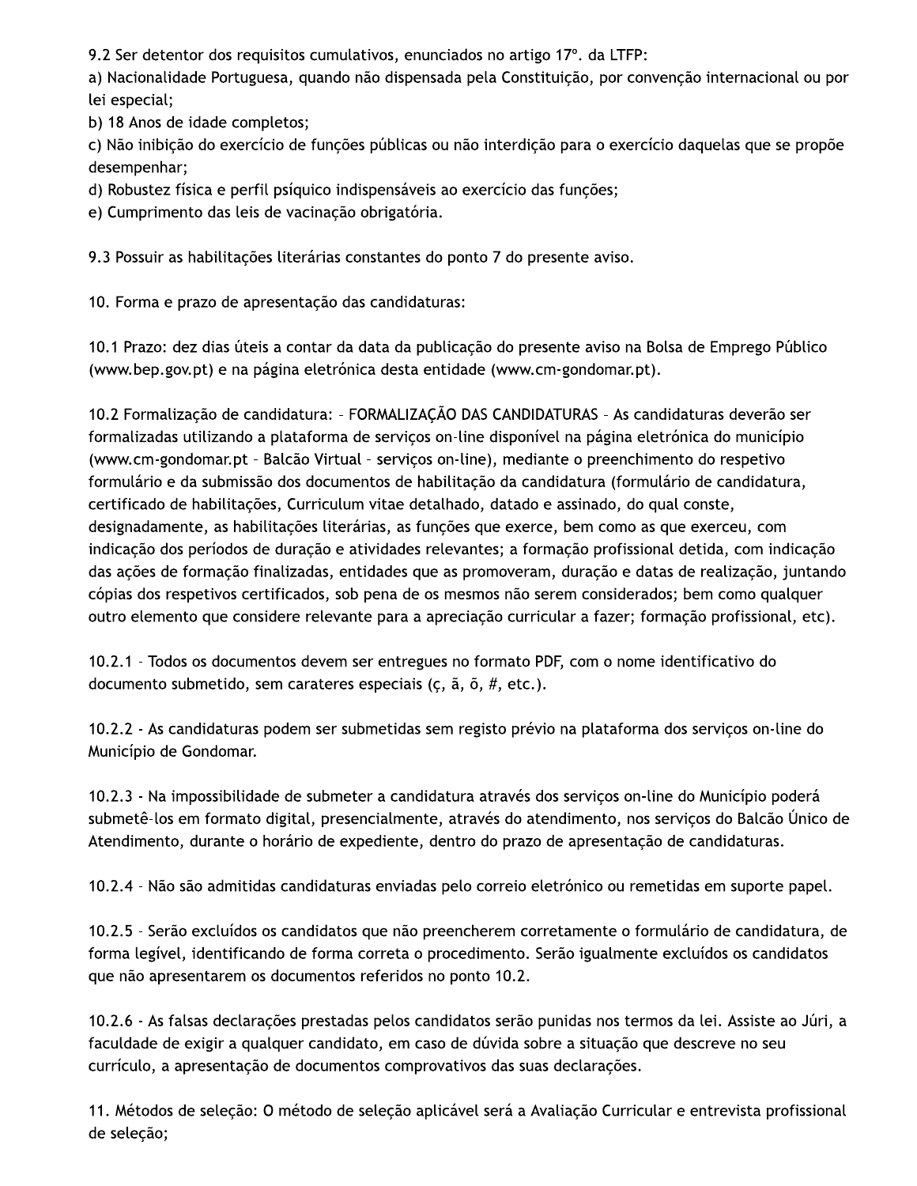9.2 Ser detentor dos requisitos cumulativos, enunciados no artigo 17º. da LTFP:

a) Nacionalidade Portuguesa, quando não dispensada pela Constituição, por convenção internacional ou por lei especial;

b) 18 Anos de idade completos;

c) Não inibição do exercício de funções públicas ou não interdição para o exercício daquelas que se propõe desempenhar;

d) Robustez física e perfil psíquico indispensáveis ao exercício das funções;

e) Cumprimento das leis de vacinação obrigatória.

9.3 Possuir as habilitações literárias constantes do ponto 7 do presente aviso.

10. Forma e prazo de apresentação das candidaturas:

10.1 Prazo: dez dias úteis a contar da data da publicação do presente aviso na Bolsa de Emprego Público (www.bep.gov.pt) e na página eletrónica desta entidade (www.cm-gondomar.pt).

10.2 Formalização de candidatura: - FORMALIZAÇÃO DAS CANDIDATURAS - As candidaturas deverão ser formalizadas utilizando a plataforma de serviços on-line disponível na página eletrónica do município (www.cm-gondomar.pt - Balcão Virtual - serviços on-line), mediante o preenchimento do respetivo formulário e da submissão dos documentos de habilitação da candidatura (formulário de candidatura, certificado de habilitações, Curriculum vitae detalhado, datado e assinado, do qual conste, designadamente, as habilitações literárias, as funções que exerce, bem como as que exerceu, com indicação dos períodos de duração e atividades relevantes; a formação profissional detida, com indicação das ações de formação finalizadas, entidades que as promoveram, duração e datas de realização, juntando cópias dos respetivos certificados, sob pena de os mesmos não serem considerados; bem como qualquer outro elemento que considere relevante para a apreciação curricular a fazer; formação profissional, etc).

10.2.1 - Todos os documentos devem ser entregues no formato PDF, com o nome identificativo do documento submetido, sem carateres especiais (ç, ã, õ, #, etc.).

10.2.2 - As candidaturas podem ser submetidas sem registo prévio na plataforma dos serviços on-line do Município de Gondomar.

10.2.3 - Na impossibilidade de submeter a candidatura através dos serviços on-line do Município poderá submetê-los em formato digital, presencialmente, através do atendimento, nos serviços do Balcão Único de Atendimento, durante o horário de expediente, dentro do prazo de apresentação de candidaturas.

10.2.4 - Não são admitidas candidaturas enviadas pelo correio eletrónico ou remetidas em suporte papel.

10.2.5 - Serão excluídos os candidatos que não preencherem corretamente o formulário de candidatura, de forma legível, identificando de forma correta o procedimento. Serão igualmente excluídos os candidatos que não apresentarem os documentos referidos no ponto 10.2.

10.2.6 - As falsas declarações prestadas pelos candidatos serão punidas nos termos da lei. Assiste ao Júri, a faculdade de exigir a qualquer candidato, em caso de dúvida sobre a situação que descreve no seu currículo, a apresentação de documentos comprovativos das suas declarações.

11. Métodos de seleção: O método de seleção aplicável será a Avaliação Curricular e entrevista profissional de seleção;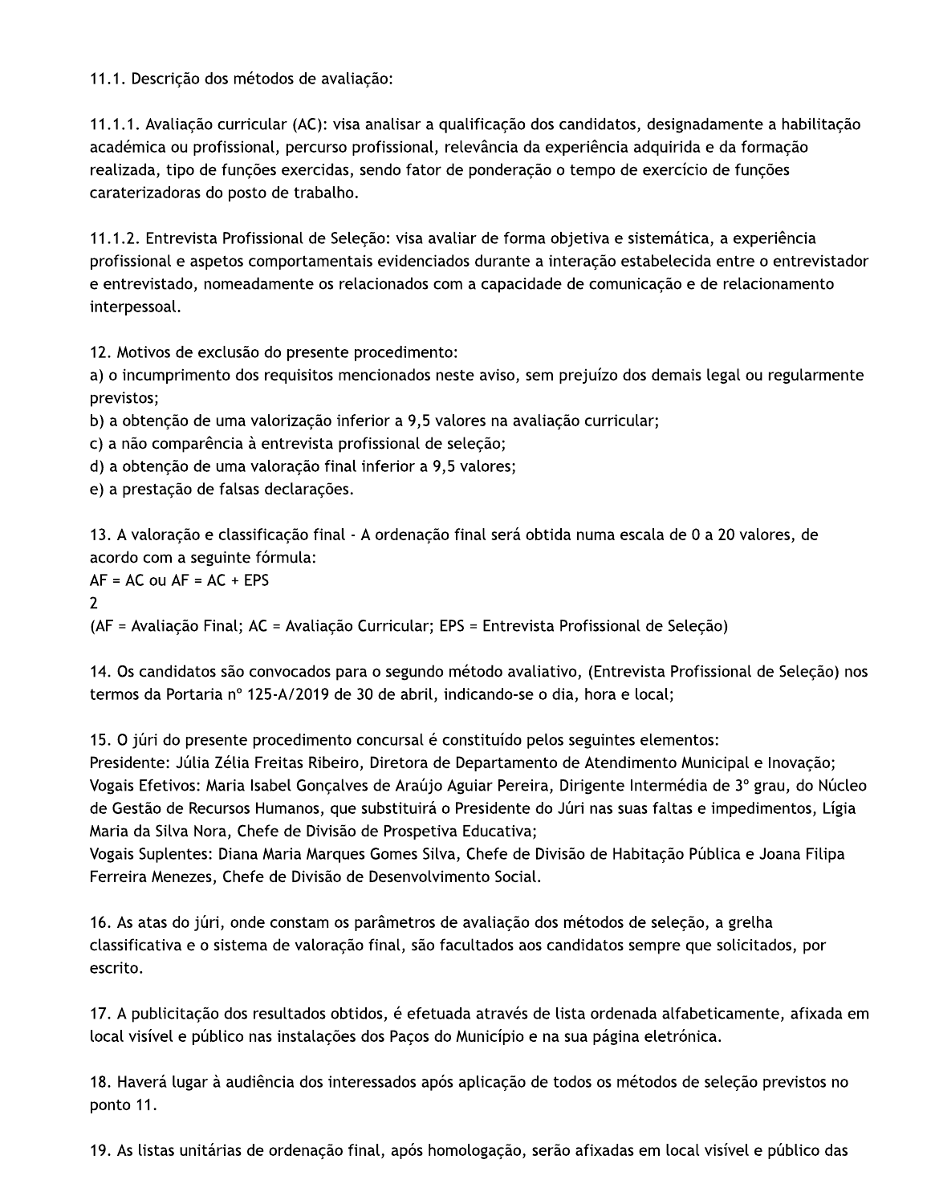11.1. Descrição dos métodos de avaliação:

11.1.1. Avaliação curricular (AC): visa analisar a qualificação dos candidatos, designadamente a habilitação académica ou profissional, percurso profissional, relevância da experiência adquirida e da formação realizada, tipo de funções exercidas, sendo fator de ponderação o tempo de exercício de funções caraterizadoras do posto de trabalho.

11.1.2. Entrevista Profissional de Seleção: visa avaliar de forma objetiva e sistemática, a experiência profissional e aspetos comportamentais evidenciados durante a interação estabelecida entre o entrevistador e entrevistado, nomeadamente os relacionados com a capacidade de comunicação e de relacionamento interpessoal.

12. Motivos de exclusão do presente procedimento:

a) o incumprimento dos requisitos mencionados neste aviso, sem prejuízo dos demais legal ou regularmente previstos;
b) a obtenção de uma valorização inferior a 9,5 valores na avaliação curricular;
c) a não comparência à entrevista profissional de seleção;
d) a obtenção de uma valoração final inferior a 9,5 valores;
e) a prestação de falsas declarações.

13. A valoração e classificação final - A ordenação final será obtida numa escala de 0 a 20 valores, de acordo com a seguinte fórmula:

$$AF = AC \text{ ou } AF = \frac{AC + EPS}{2}$$

(AF = Avaliação Final; AC = Avaliação Curricular; EPS = Entrevista Profissional de Seleção)

14. Os candidatos são convocados para o segundo método avaliativo, (Entrevista Profissional de Seleção) nos termos da Portaria nº 125-A/2019 de 30 de abril, indicando-se o dia, hora e local;

15. O júri do presente procedimento concursal é constituído pelos seguintes elementos:
Presidente: Júlia Zélia Freitas Ribeiro, Diretora de Departamento de Atendimento Municipal e Inovação;
Vogais Efetivos: Maria Isabel Gonçalves de Araújo Aguiar Pereira, Dirigente Intermédia de 3º grau, do Núcleo de Gestão de Recursos Humanos, que substituirá o Presidente do Júri nas suas faltas e impedimentos, Lígia Maria da Silva Nora, Chefe de Divisão de Prospetiva Educativa;
Vogais Suplentes: Diana Maria Marques Gomes Silva, Chefe de Divisão de Habitação Pública e Joana Filipa Ferreira Menezes, Chefe de Divisão de Desenvolvimento Social.

16. As atas do júri, onde constam os parâmetros de avaliação dos métodos de seleção, a grelha classificativa e o sistema de valoração final, são facultados aos candidatos sempre que solicitados, por escrito.

17. A publicitação dos resultados obtidos, é efetuada através de lista ordenada alfabeticamente, afixada em local visível e público nas instalações dos Paços do Município e na sua página eletrónica.

18. Haverá lugar à audiência dos interessados após aplicação de todos os métodos de seleção previstos no ponto 11.

19. As listas unitárias de ordenação final, após homologação, serão afixadas em local visível e público das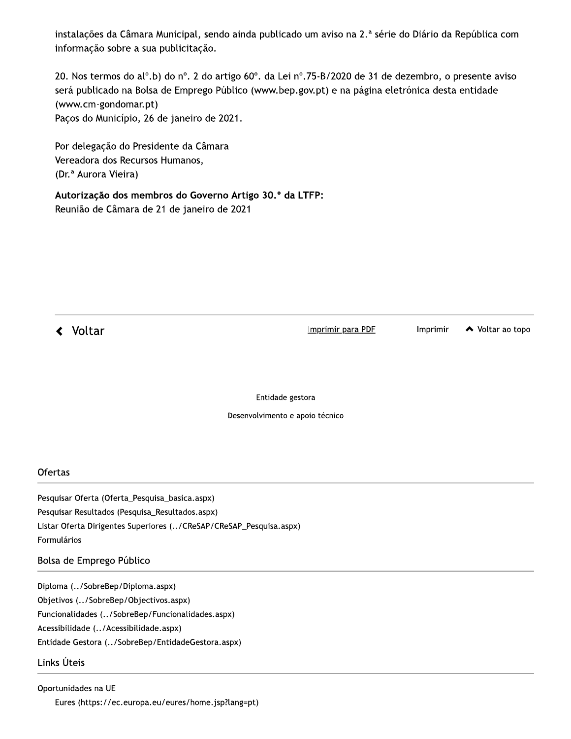instalações da Câmara Municipal, sendo ainda publicado um aviso na 2.ª série do Diário da República com informação sobre a sua publicitação.

20. Nos termos do al°.b) do n°. 2 do artigo 60°. da Lei n°.75-B/2020 de 31 de dezembro, o presente aviso será publicado na Bolsa de Emprego Público (www.bep.gov.pt) e na página eletrónica desta entidade (www.cm-gondomar.pt)
Paços do Município, 26 de janeiro de 2021.

Por delegação do Presidente da Câmara
Vereadora dos Recursos Humanos,
(Dr.ª Aurora Vieira)

**Autorização dos membros do Governo Artigo 30.º da LTFP:**
Reunião de Câmara de 21 de janeiro de 2021

‹ Voltar    Imprimir para PDF    Imprimir    ^ Voltar ao topo

Entidade gestora

Desenvolvimento e apoio técnico

## Ofertas

Pesquisar Oferta (Oferta_Pesquisa_basica.aspx)
Pesquisar Resultados (Pesquisa_Resultados.aspx)
Listar Oferta Dirigentes Superiores (../CReSAP/CReSAP_Pesquisa.aspx)
Formulários

## Bolsa de Emprego Público

Diploma (../SobreBep/Diploma.aspx)
Objetivos (../SobreBep/Objectivos.aspx)
Funcionalidades (../SobreBep/Funcionalidades.aspx)
Acessibilidade (../Acessibilidade.aspx)
Entidade Gestora (../SobreBep/EntidadeGestora.aspx)

## Links Úteis

Oportunidades na UE
- Eures (https://ec.europa.eu/eures/home.jsp?lang=pt)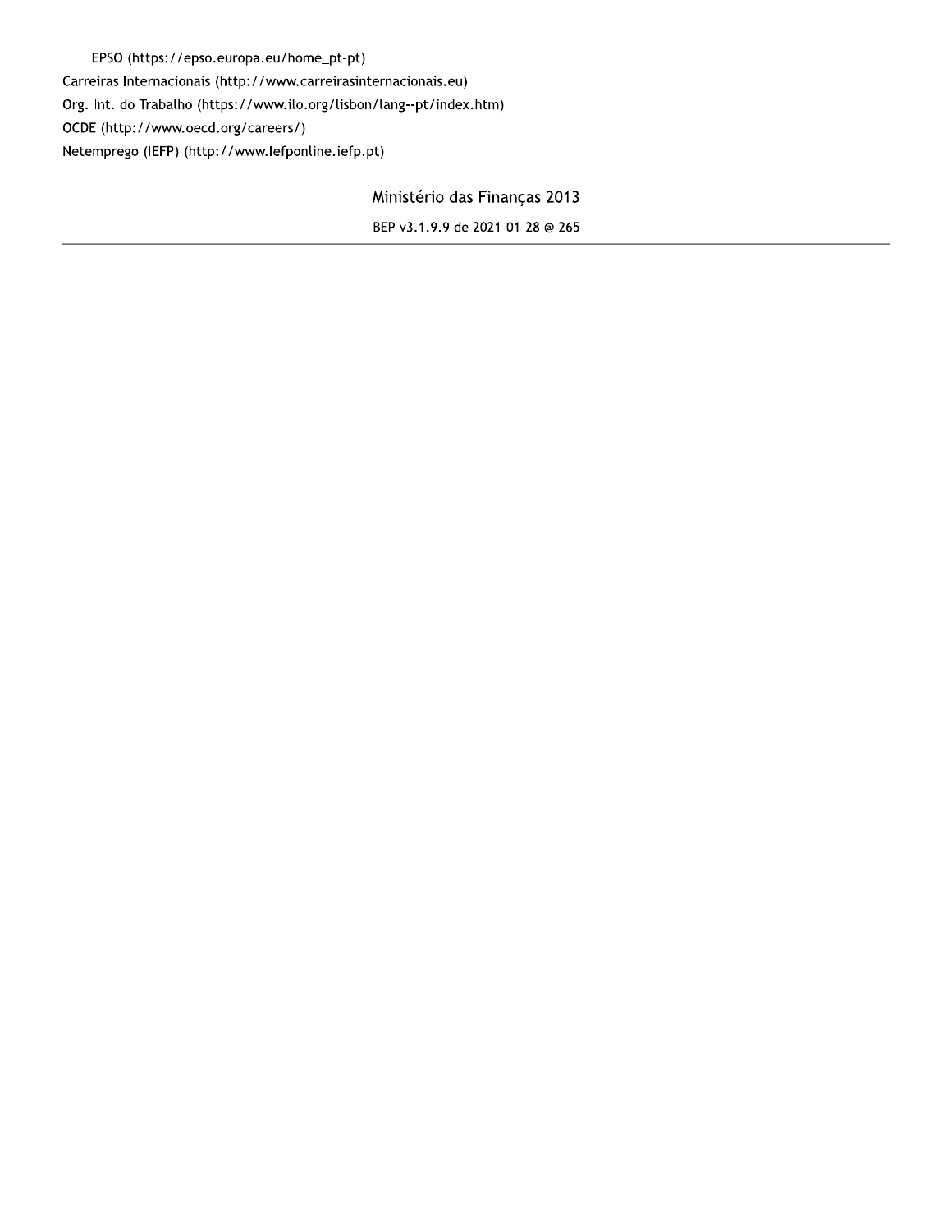EPSO (https://epso.europa.eu/home_pt-pt)

Carreiras Internacionais (http://www.carreirasinternacionais.eu)

Org. Int. do Trabalho (https://www.ilo.org/lisbon/lang--pt/index.htm)

OCDE (http://www.oecd.org/careers/)

Netemprego (IEFP) (http://www.iefponline.iefp.pt)

Ministério das Finanças 2013

BEP v3.1.9.9 de 2021-01-28 @ 265